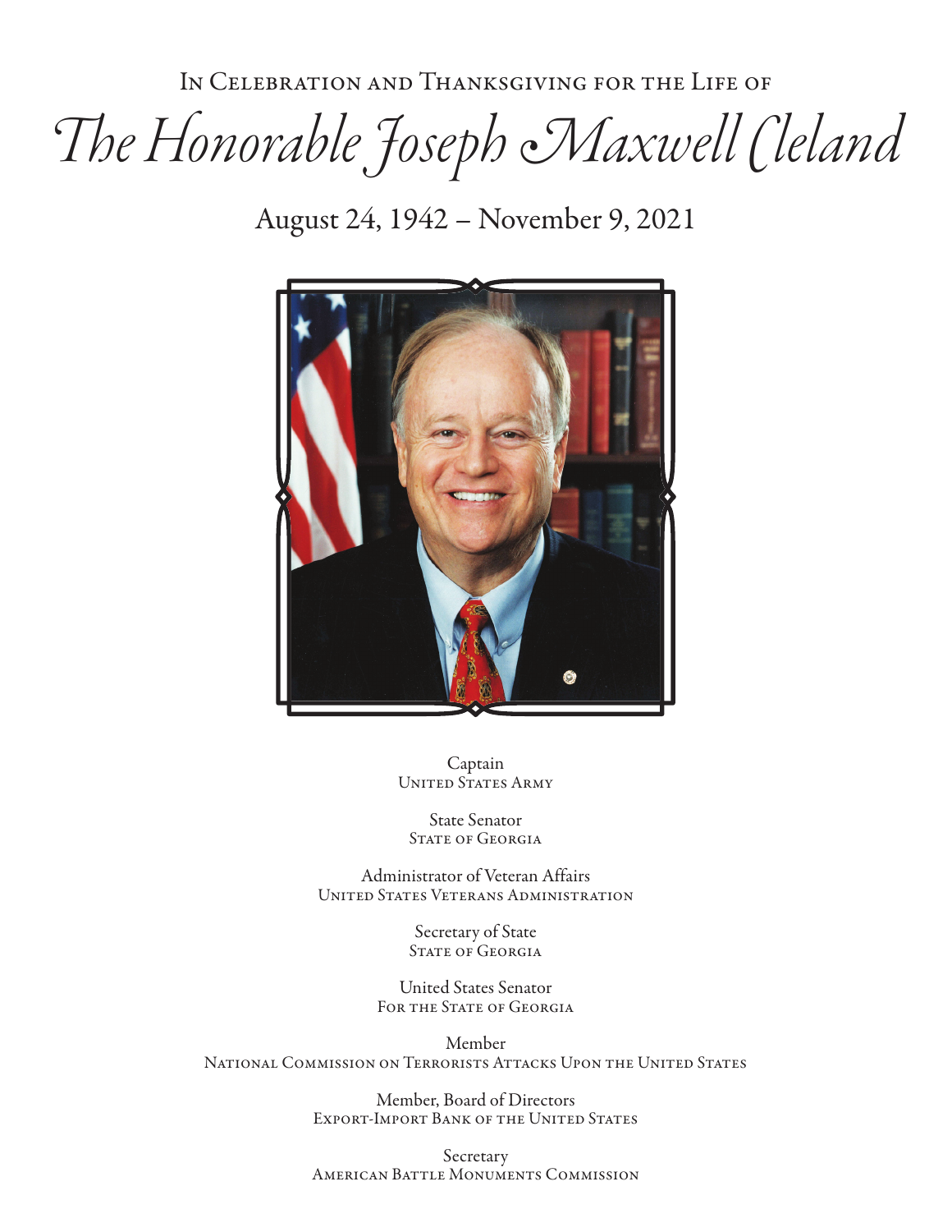In Celebration and Thanksgiving for the Life of

# *The Honorable Joseph Maxwell Cleland*

August 24, 1942 – November 9, 2021

Captain
United States Army

State Senator
State of Georgia

Administrator of Veteran Affairs
United States Veterans Administration

Secretary of State
State of Georgia

United States Senator
For the State of Georgia

Member
National Commission on Terrorists Attacks Upon the United States

Member, Board of Directors
Export-Import Bank of the United States

Secretary
American Battle Monuments Commission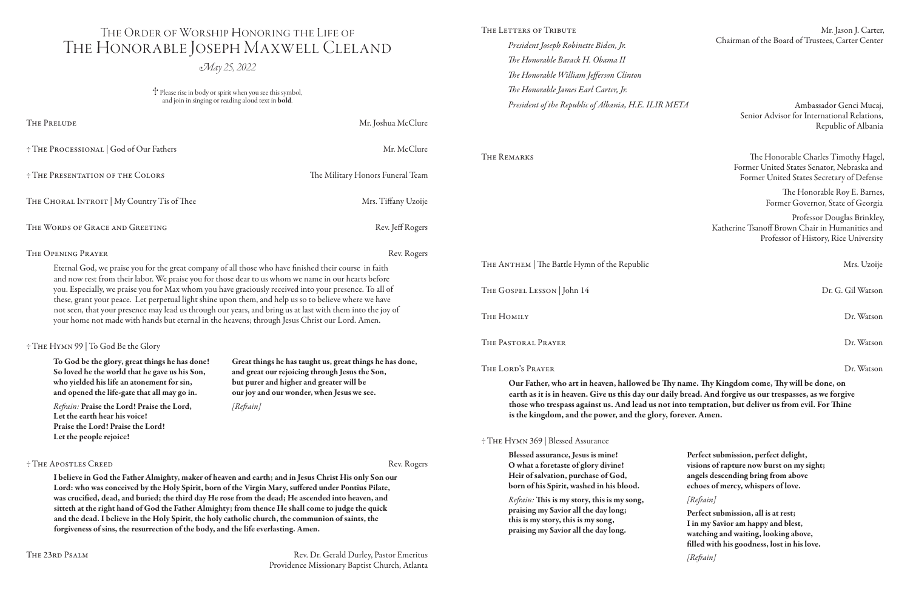# The Order of Worship Honoring the Life of The Honorable Joseph Maxwell Cleland

*May 25, 2022*

† Please rise in body or spirit when you see this symbol, and join in singing or reading aloud text in **bold**.

The Prelude — Mr. Joshua McClure

† The Processional | God of Our Fathers — Mr. McClure

† The Presentation of the Colors — The Military Honors Funeral Team

The Choral Introit | My Country Tis of Thee — Mrs. Tiffany Uzoije

The Words of Grace and Greeting — Rev. Jeff Rogers

The Opening Prayer — Rev. Rogers

Eternal God, we praise you for the great company of all those who have finished their course in faith and now rest from their labor. We praise you for those dear to us whom we name in our hearts before you. Especially, we praise you for Max whom you have graciously received into your presence. To all of these, grant your peace. Let perpetual light shine upon them, and help us so to believe where we have not seen, that your presence may lead us through our years, and bring us at last with them into the joy of your home not made with hands but eternal in the heavens; through Jesus Christ our Lord. Amen.

† The Hymn 99 | To God Be the Glory

**To God be the glory, great things he has done!**
**So loved he the world that he gave us his Son,**
**who yielded his life an atonement for sin,**
**and opened the life-gate that all may go in.**

*Refrain:* **Praise the Lord! Praise the Lord,**
**Let the earth hear his voice!**
**Praise the Lord! Praise the Lord!**
**Let the people rejoice!**

**Great things he has taught us, great things he has done,**
**and great our rejoicing through Jesus the Son,**
**but purer and higher and greater will be**
**our joy and our wonder, when Jesus we see.**

*[Refrain]*

† The Apostles Creed — Rev. Rogers

**I believe in God the Father Almighty, maker of heaven and earth; and in Jesus Christ His only Son our Lord: who was conceived by the Holy Spirit, born of the Virgin Mary, suffered under Pontius Pilate, was crucified, dead, and buried; the third day He rose from the dead; He ascended into heaven, and sitteth at the right hand of God the Father Almighty; from thence He shall come to judge the quick and the dead. I believe in the Holy Spirit, the holy catholic church, the communion of saints, the forgiveness of sins, the resurrection of the body, and the life everlasting. Amen.**

The 23rd Psalm — Rev. Dr. Gerald Durley, Pastor Emeritus, Providence Missionary Baptist Church, Atlanta

The Letters of Tribute — Mr. Jason J. Carter, Chairman of the Board of Trustees, Carter Center

*President Joseph Robinette Biden, Jr.*
*The Honorable Barack H. Obama II*
*The Honorable William Jefferson Clinton*
*The Honorable James Earl Carter, Jr.*
*President of the Republic of Albania, H.E. ILIR META* — Ambassador Genci Mucaj, Senior Advisor for International Relations, Republic of Albania

The Remarks — The Honorable Charles Timothy Hagel, Former United States Senator, Nebraska and Former United States Secretary of Defense

The Honorable Roy E. Barnes, Former Governor, State of Georgia

Professor Douglas Brinkley, Katherine Tsanoff Brown Chair in Humanities and Professor of History, Rice University

The Anthem | The Battle Hymn of the Republic — Mrs. Uzoije

The Gospel Lesson | John 14 — Dr. G. Gil Watson

The Homily — Dr. Watson

The Pastoral Prayer — Dr. Watson

The Lord's Prayer — Dr. Watson

**Our Father, who art in heaven, hallowed be Thy name. Thy Kingdom come, Thy will be done, on earth as it is in heaven. Give us this day our daily bread. And forgive us our trespasses, as we forgive those who trespass against us. And lead us not into temptation, but deliver us from evil. For Thine is the kingdom, and the power, and the glory, forever. Amen.**

† The Hymn 369 | Blessed Assurance

**Blessed assurance, Jesus is mine!**
**O what a foretaste of glory divine!**
**Heir of salvation, purchase of God,**
**born of his Spirit, washed in his blood.**

*Refrain:* **This is my story, this is my song,**
**praising my Savior all the day long;**
**this is my story, this is my song,**
**praising my Savior all the day long.**

**Perfect submission, perfect delight,**
**visions of rapture now burst on my sight;**
**angels descending bring from above**
**echoes of mercy, whispers of love.**

*[Refrain]*

**Perfect submission, all is at rest;**
**I in my Savior am happy and blest,**
**watching and waiting, looking above,**
**filled with his goodness, lost in his love.**

*[Refrain]*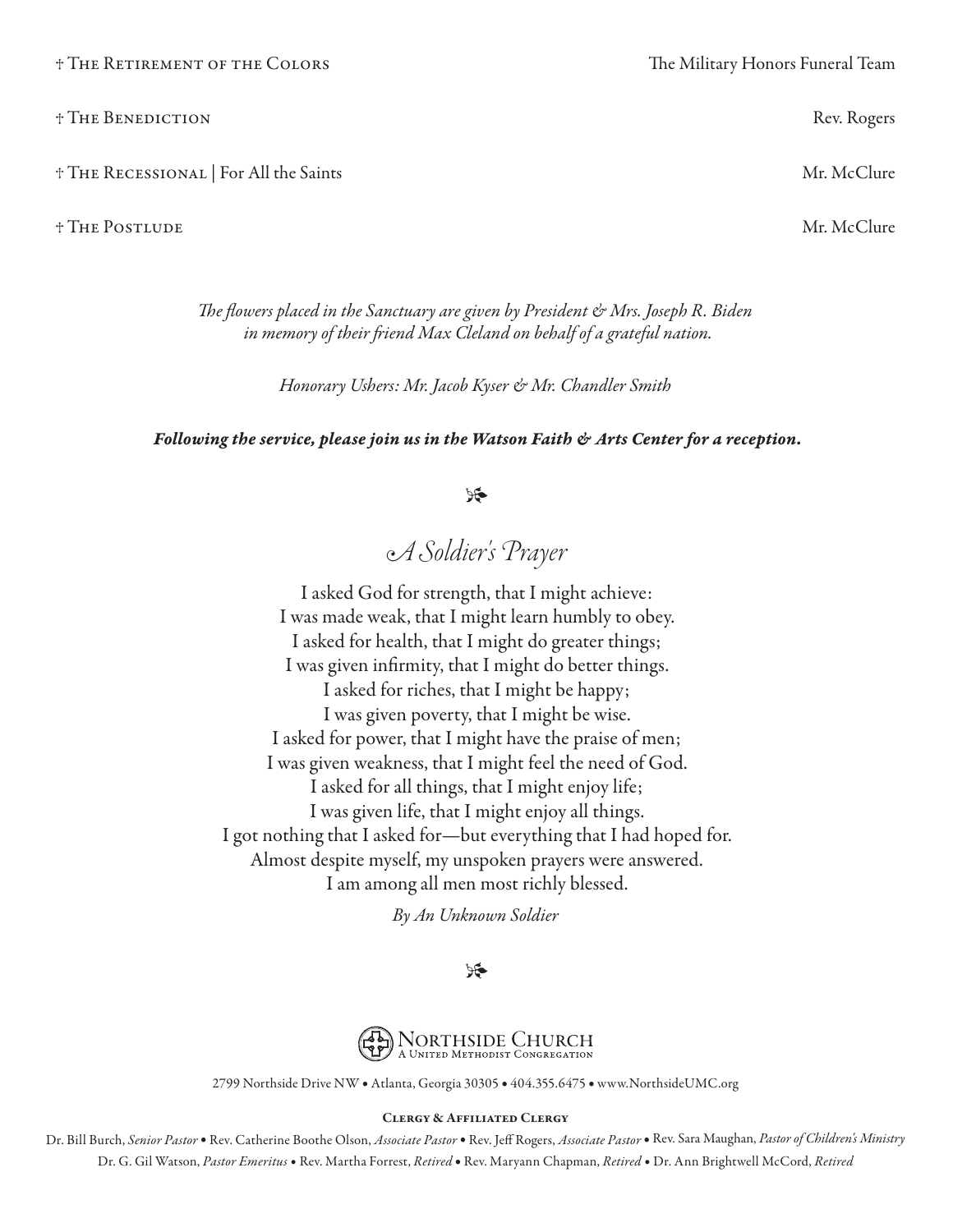† The Retirement of the Colors — The Military Honors Funeral Team

† The Benediction — Rev. Rogers

† The Recessional | For All the Saints — Mr. McClure

† The Postlude — Mr. McClure

*The flowers placed in the Sanctuary are given by President & Mrs. Joseph R. Biden in memory of their friend Max Cleland on behalf of a grateful nation.*

*Honorary Ushers: Mr. Jacob Kyser & Mr. Chandler Smith*

***Following the service, please join us in the Watson Faith & Arts Center for a reception.***

## *A Soldier's Prayer*

I asked God for strength, that I might achieve:
I was made weak, that I might learn humbly to obey.
I asked for health, that I might do greater things;
I was given infirmity, that I might do better things.
I asked for riches, that I might be happy;
I was given poverty, that I might be wise.
I asked for power, that I might have the praise of men;
I was given weakness, that I might feel the need of God.
I asked for all things, that I might enjoy life;
I was given life, that I might enjoy all things.
I got nothing that I asked for—but everything that I had hoped for.
Almost despite myself, my unspoken prayers were answered.
I am among all men most richly blessed.

*By An Unknown Soldier*

Northside Church
A United Methodist Congregation

2799 Northside Drive NW • Atlanta, Georgia 30305 • 404.355.6475 • www.NorthsideUMC.org

**Clergy & Affiliated Clergy**

Dr. Bill Burch, *Senior Pastor* • Rev. Catherine Boothe Olson, *Associate Pastor* • Rev. Jeff Rogers, *Associate Pastor* • Rev. Sara Maughan, *Pastor of Children's Ministry*
Dr. G. Gil Watson, *Pastor Emeritus* • Rev. Martha Forrest, *Retired* • Rev. Maryann Chapman, *Retired* • Dr. Ann Brightwell McCord, *Retired*